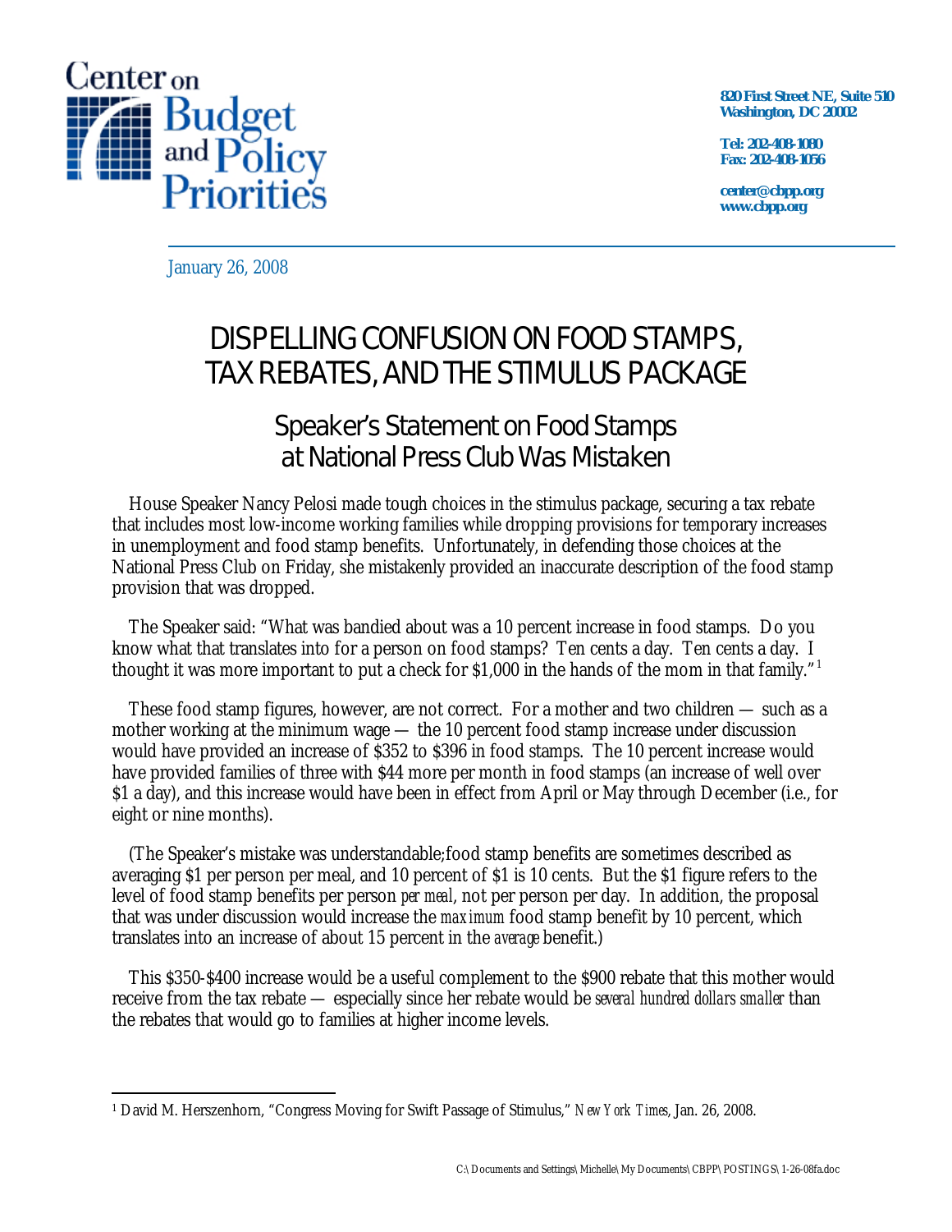Center on Budget and Policy Priorities

**820 First Street NE, Suite 510**
**Washington, DC 20002**

**Tel: 202-408-1080**
**Fax: 202-408-1056**

**center@cbpp.org**
**www.cbpp.org**

January 26, 2008

# DISPELLING CONFUSION ON FOOD STAMPS, TAX REBATES, AND THE STIMULUS PACKAGE

## Speaker's Statement on Food Stamps at National Press Club Was Mistaken

House Speaker Nancy Pelosi made tough choices in the stimulus package, securing a tax rebate that includes most low-income working families while dropping provisions for temporary increases in unemployment and food stamp benefits. Unfortunately, in defending those choices at the National Press Club on Friday, she mistakenly provided an inaccurate description of the food stamp provision that was dropped.

The Speaker said: "What was bandied about was a 10 percent increase in food stamps. Do you know what that translates into for a person on food stamps? Ten cents a day. Ten cents a day. I thought it was more important to put a check for $1,000 in the hands of the mom in that family."[1]

These food stamp figures, however, are not correct. For a mother and two children — such as a mother working at the minimum wage — the 10 percent food stamp increase under discussion would have provided an increase of $352 to $396 in food stamps. The 10 percent increase would have provided families of three with $44 more per month in food stamps (an increase of well over $1 a day), and this increase would have been in effect from April or May through December (i.e., for eight or nine months).

(The Speaker's mistake was understandable;food stamp benefits are sometimes described as averaging $1 per person per meal, and 10 percent of $1 is 10 cents. But the $1 figure refers to the level of food stamp benefits per person *per meal*, not per person per day. In addition, the proposal that was under discussion would increase the *maximum* food stamp benefit by 10 percent, which translates into an increase of about 15 percent in the *average* benefit.)

This $350-$400 increase would be a useful complement to the $900 rebate that this mother would receive from the tax rebate — especially since her rebate would be *several hundred dollars smaller* than the rebates that would go to families at higher income levels.

---

[1] David M. Herszenhorn, "Congress Moving for Swift Passage of Stimulus," *New York Times*, Jan. 26, 2008.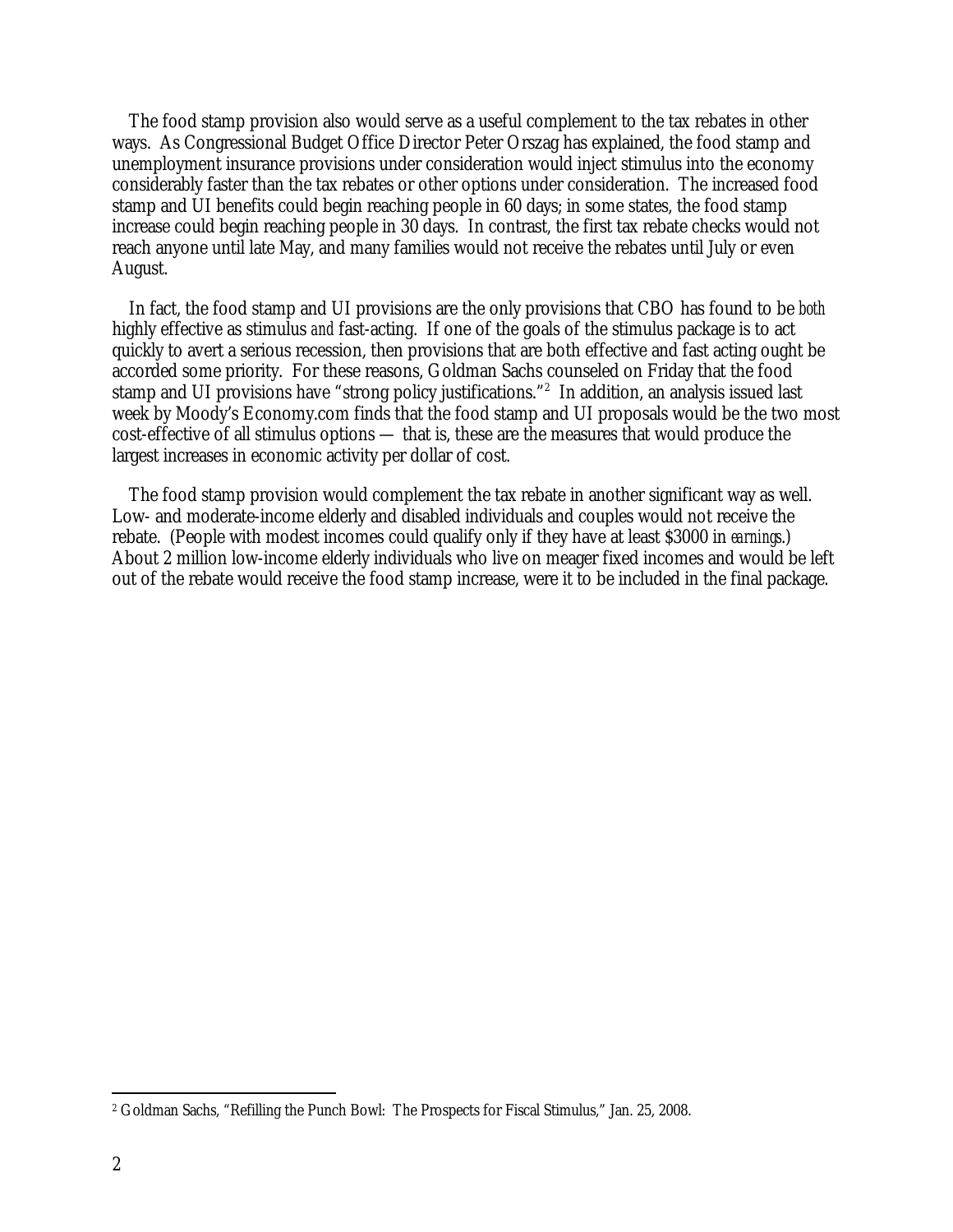The food stamp provision also would serve as a useful complement to the tax rebates in other ways. As Congressional Budget Office Director Peter Orszag has explained, the food stamp and unemployment insurance provisions under consideration would inject stimulus into the economy considerably faster than the tax rebates or other options under consideration. The increased food stamp and UI benefits could begin reaching people in 60 days; in some states, the food stamp increase could begin reaching people in 30 days. In contrast, the first tax rebate checks would not reach anyone until late May, and many families would not receive the rebates until July or even August.

In fact, the food stamp and UI provisions are the only provisions that CBO has found to be *both* highly effective as stimulus *and* fast-acting. If one of the goals of the stimulus package is to act quickly to avert a serious recession, then provisions that are both effective and fast acting ought be accorded some priority. For these reasons, Goldman Sachs counseled on Friday that the food stamp and UI provisions have "strong policy justifications."[2] In addition, an analysis issued last week by Moody's Economy.com finds that the food stamp and UI proposals would be the two most cost-effective of all stimulus options — that is, these are the measures that would produce the largest increases in economic activity per dollar of cost.

The food stamp provision would complement the tax rebate in another significant way as well. Low- and moderate-income elderly and disabled individuals and couples would not receive the rebate. (People with modest incomes could qualify only if they have at least $3000 in *earnings*.) About 2 million low-income elderly individuals who live on meager fixed incomes and would be left out of the rebate would receive the food stamp increase, were it to be included in the final package.

---

[2] Goldman Sachs, "Refilling the Punch Bowl: The Prospects for Fiscal Stimulus," Jan. 25, 2008.